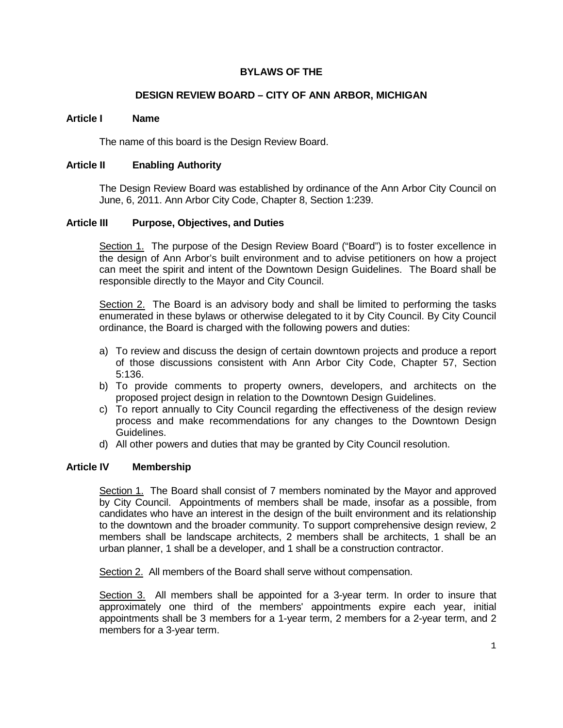# BYLAWS OF THE

## DESIGN REVIEW BOARD – CITY OF ANN ARBOR, MICHIGAN

### Article I Name

The name of this board is the Design Review Board.

### Article II Enabling Authority

The Design Review Board was established by ordinance of the Ann Arbor City Council on June, 6, 2011. Ann Arbor City Code, Chapter 8, Section 1:239.

### Article III Purpose, Objectives, and Duties

Section 1. The purpose of the Design Review Board ("Board") is to foster excellence in the design of Ann Arbor's built environment and to advise petitioners on how a project can meet the spirit and intent of the Downtown Design Guidelines. The Board shall be responsible directly to the Mayor and City Council.

Section 2. The Board is an advisory body and shall be limited to performing the tasks enumerated in these bylaws or otherwise delegated to it by City Council. By City Council ordinance, the Board is charged with the following powers and duties:

a) To review and discuss the design of certain downtown projects and produce a report of those discussions consistent with Ann Arbor City Code, Chapter 57, Section 5:136.
b) To provide comments to property owners, developers, and architects on the proposed project design in relation to the Downtown Design Guidelines.
c) To report annually to City Council regarding the effectiveness of the design review process and make recommendations for any changes to the Downtown Design Guidelines.
d) All other powers and duties that may be granted by City Council resolution.

### Article IV Membership

Section 1. The Board shall consist of 7 members nominated by the Mayor and approved by City Council. Appointments of members shall be made, insofar as a possible, from candidates who have an interest in the design of the built environment and its relationship to the downtown and the broader community. To support comprehensive design review, 2 members shall be landscape architects, 2 members shall be architects, 1 shall be an urban planner, 1 shall be a developer, and 1 shall be a construction contractor.

Section 2. All members of the Board shall serve without compensation.

Section 3. All members shall be appointed for a 3-year term. In order to insure that approximately one third of the members' appointments expire each year, initial appointments shall be 3 members for a 1-year term, 2 members for a 2-year term, and 2 members for a 3-year term.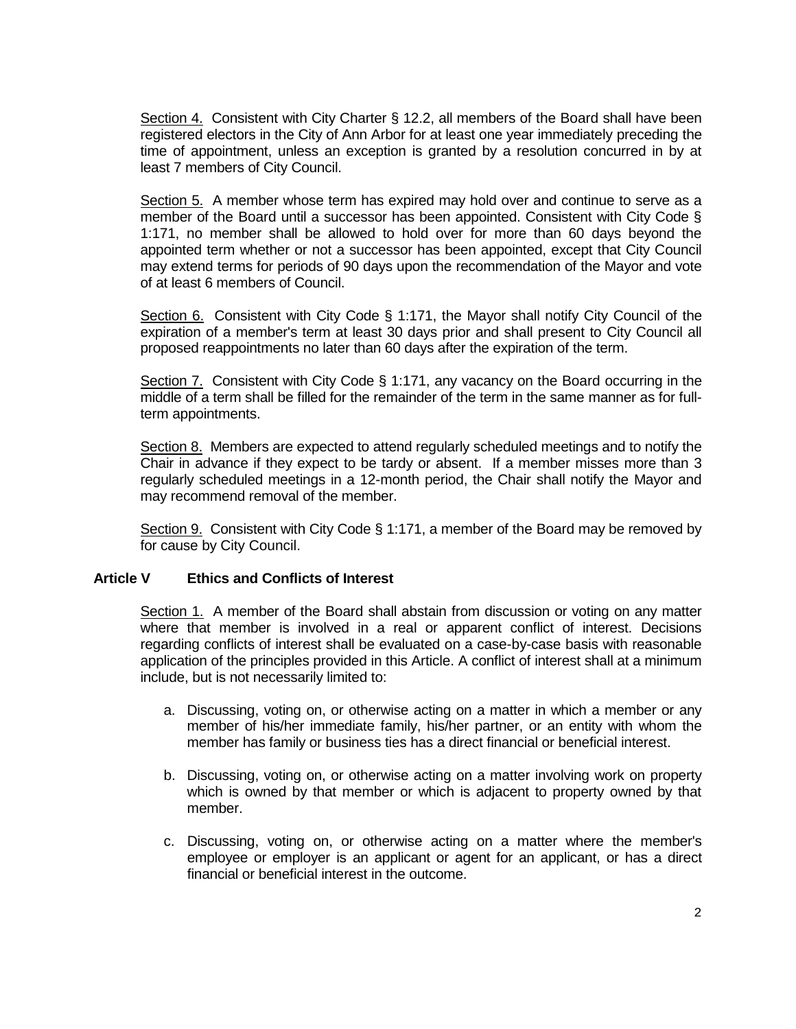Section 4. Consistent with City Charter § 12.2, all members of the Board shall have been registered electors in the City of Ann Arbor for at least one year immediately preceding the time of appointment, unless an exception is granted by a resolution concurred in by at least 7 members of City Council.

Section 5. A member whose term has expired may hold over and continue to serve as a member of the Board until a successor has been appointed. Consistent with City Code § 1:171, no member shall be allowed to hold over for more than 60 days beyond the appointed term whether or not a successor has been appointed, except that City Council may extend terms for periods of 90 days upon the recommendation of the Mayor and vote of at least 6 members of Council.

Section 6. Consistent with City Code § 1:171, the Mayor shall notify City Council of the expiration of a member's term at least 30 days prior and shall present to City Council all proposed reappointments no later than 60 days after the expiration of the term.

Section 7. Consistent with City Code § 1:171, any vacancy on the Board occurring in the middle of a term shall be filled for the remainder of the term in the same manner as for full-term appointments.

Section 8. Members are expected to attend regularly scheduled meetings and to notify the Chair in advance if they expect to be tardy or absent. If a member misses more than 3 regularly scheduled meetings in a 12-month period, the Chair shall notify the Mayor and may recommend removal of the member.

Section 9. Consistent with City Code § 1:171, a member of the Board may be removed by for cause by City Council.

## Article V Ethics and Conflicts of Interest

Section 1. A member of the Board shall abstain from discussion or voting on any matter where that member is involved in a real or apparent conflict of interest. Decisions regarding conflicts of interest shall be evaluated on a case-by-case basis with reasonable application of the principles provided in this Article. A conflict of interest shall at a minimum include, but is not necessarily limited to:

a. Discussing, voting on, or otherwise acting on a matter in which a member or any member of his/her immediate family, his/her partner, or an entity with whom the member has family or business ties has a direct financial or beneficial interest.

b. Discussing, voting on, or otherwise acting on a matter involving work on property which is owned by that member or which is adjacent to property owned by that member.

c. Discussing, voting on, or otherwise acting on a matter where the member's employee or employer is an applicant or agent for an applicant, or has a direct financial or beneficial interest in the outcome.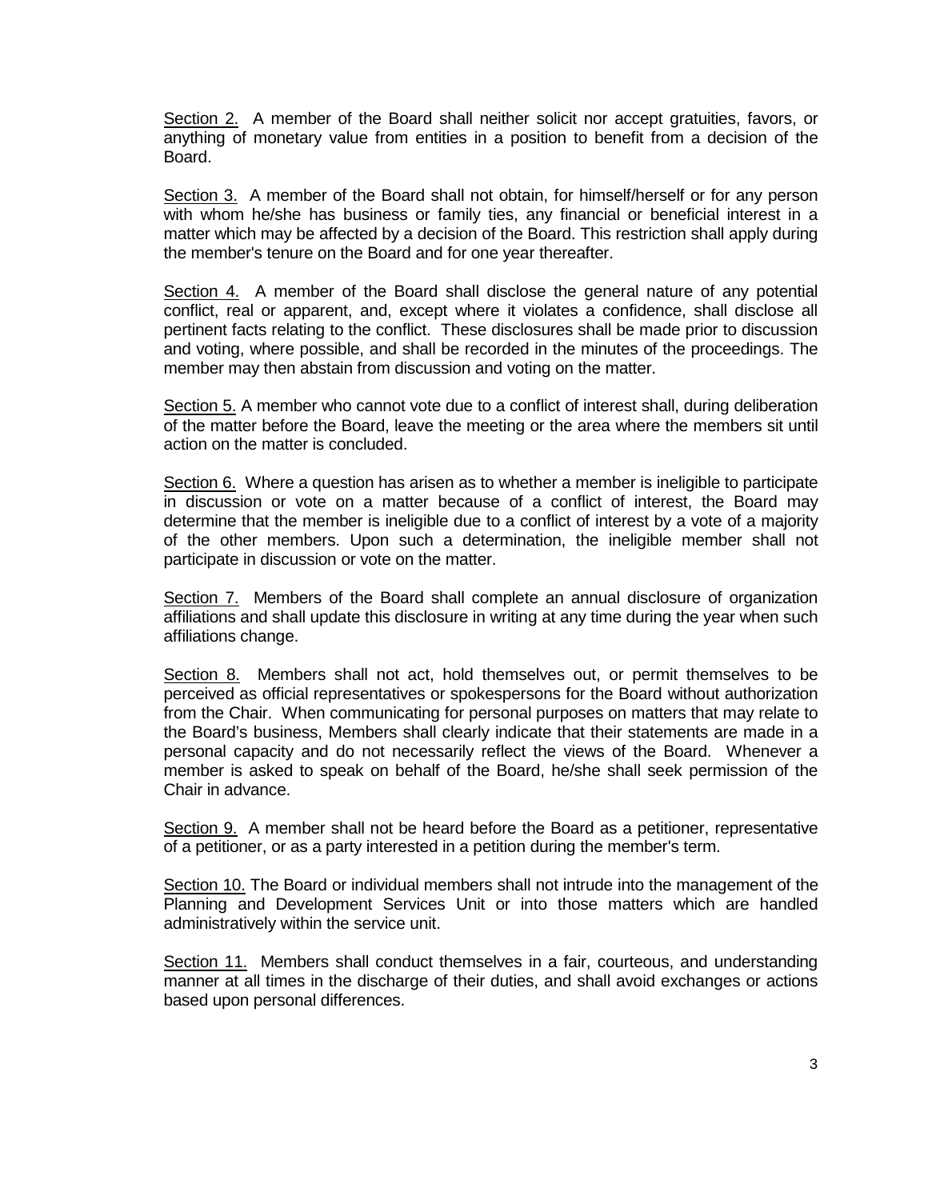Section 2. A member of the Board shall neither solicit nor accept gratuities, favors, or anything of monetary value from entities in a position to benefit from a decision of the Board.

Section 3. A member of the Board shall not obtain, for himself/herself or for any person with whom he/she has business or family ties, any financial or beneficial interest in a matter which may be affected by a decision of the Board. This restriction shall apply during the member's tenure on the Board and for one year thereafter.

Section 4. A member of the Board shall disclose the general nature of any potential conflict, real or apparent, and, except where it violates a confidence, shall disclose all pertinent facts relating to the conflict. These disclosures shall be made prior to discussion and voting, where possible, and shall be recorded in the minutes of the proceedings. The member may then abstain from discussion and voting on the matter.

Section 5. A member who cannot vote due to a conflict of interest shall, during deliberation of the matter before the Board, leave the meeting or the area where the members sit until action on the matter is concluded.

Section 6. Where a question has arisen as to whether a member is ineligible to participate in discussion or vote on a matter because of a conflict of interest, the Board may determine that the member is ineligible due to a conflict of interest by a vote of a majority of the other members. Upon such a determination, the ineligible member shall not participate in discussion or vote on the matter.

Section 7. Members of the Board shall complete an annual disclosure of organization affiliations and shall update this disclosure in writing at any time during the year when such affiliations change.

Section 8. Members shall not act, hold themselves out, or permit themselves to be perceived as official representatives or spokespersons for the Board without authorization from the Chair. When communicating for personal purposes on matters that may relate to the Board's business, Members shall clearly indicate that their statements are made in a personal capacity and do not necessarily reflect the views of the Board. Whenever a member is asked to speak on behalf of the Board, he/she shall seek permission of the Chair in advance.

Section 9. A member shall not be heard before the Board as a petitioner, representative of a petitioner, or as a party interested in a petition during the member's term.

Section 10. The Board or individual members shall not intrude into the management of the Planning and Development Services Unit or into those matters which are handled administratively within the service unit.

Section 11. Members shall conduct themselves in a fair, courteous, and understanding manner at all times in the discharge of their duties, and shall avoid exchanges or actions based upon personal differences.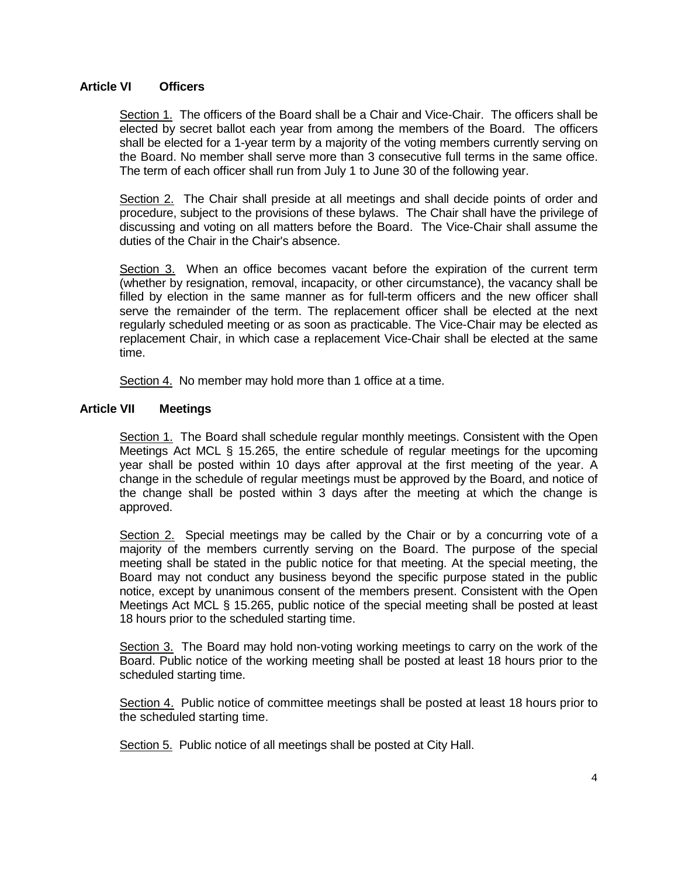## Article VI Officers

Section 1. The officers of the Board shall be a Chair and Vice-Chair. The officers shall be elected by secret ballot each year from among the members of the Board. The officers shall be elected for a 1-year term by a majority of the voting members currently serving on the Board. No member shall serve more than 3 consecutive full terms in the same office. The term of each officer shall run from July 1 to June 30 of the following year.

Section 2. The Chair shall preside at all meetings and shall decide points of order and procedure, subject to the provisions of these bylaws. The Chair shall have the privilege of discussing and voting on all matters before the Board. The Vice-Chair shall assume the duties of the Chair in the Chair's absence.

Section 3. When an office becomes vacant before the expiration of the current term (whether by resignation, removal, incapacity, or other circumstance), the vacancy shall be filled by election in the same manner as for full-term officers and the new officer shall serve the remainder of the term. The replacement officer shall be elected at the next regularly scheduled meeting or as soon as practicable. The Vice-Chair may be elected as replacement Chair, in which case a replacement Vice-Chair shall be elected at the same time.

Section 4. No member may hold more than 1 office at a time.

## Article VII Meetings

Section 1. The Board shall schedule regular monthly meetings. Consistent with the Open Meetings Act MCL § 15.265, the entire schedule of regular meetings for the upcoming year shall be posted within 10 days after approval at the first meeting of the year. A change in the schedule of regular meetings must be approved by the Board, and notice of the change shall be posted within 3 days after the meeting at which the change is approved.

Section 2. Special meetings may be called by the Chair or by a concurring vote of a majority of the members currently serving on the Board. The purpose of the special meeting shall be stated in the public notice for that meeting. At the special meeting, the Board may not conduct any business beyond the specific purpose stated in the public notice, except by unanimous consent of the members present. Consistent with the Open Meetings Act MCL § 15.265, public notice of the special meeting shall be posted at least 18 hours prior to the scheduled starting time.

Section 3. The Board may hold non-voting working meetings to carry on the work of the Board. Public notice of the working meeting shall be posted at least 18 hours prior to the scheduled starting time.

Section 4. Public notice of committee meetings shall be posted at least 18 hours prior to the scheduled starting time.

Section 5. Public notice of all meetings shall be posted at City Hall.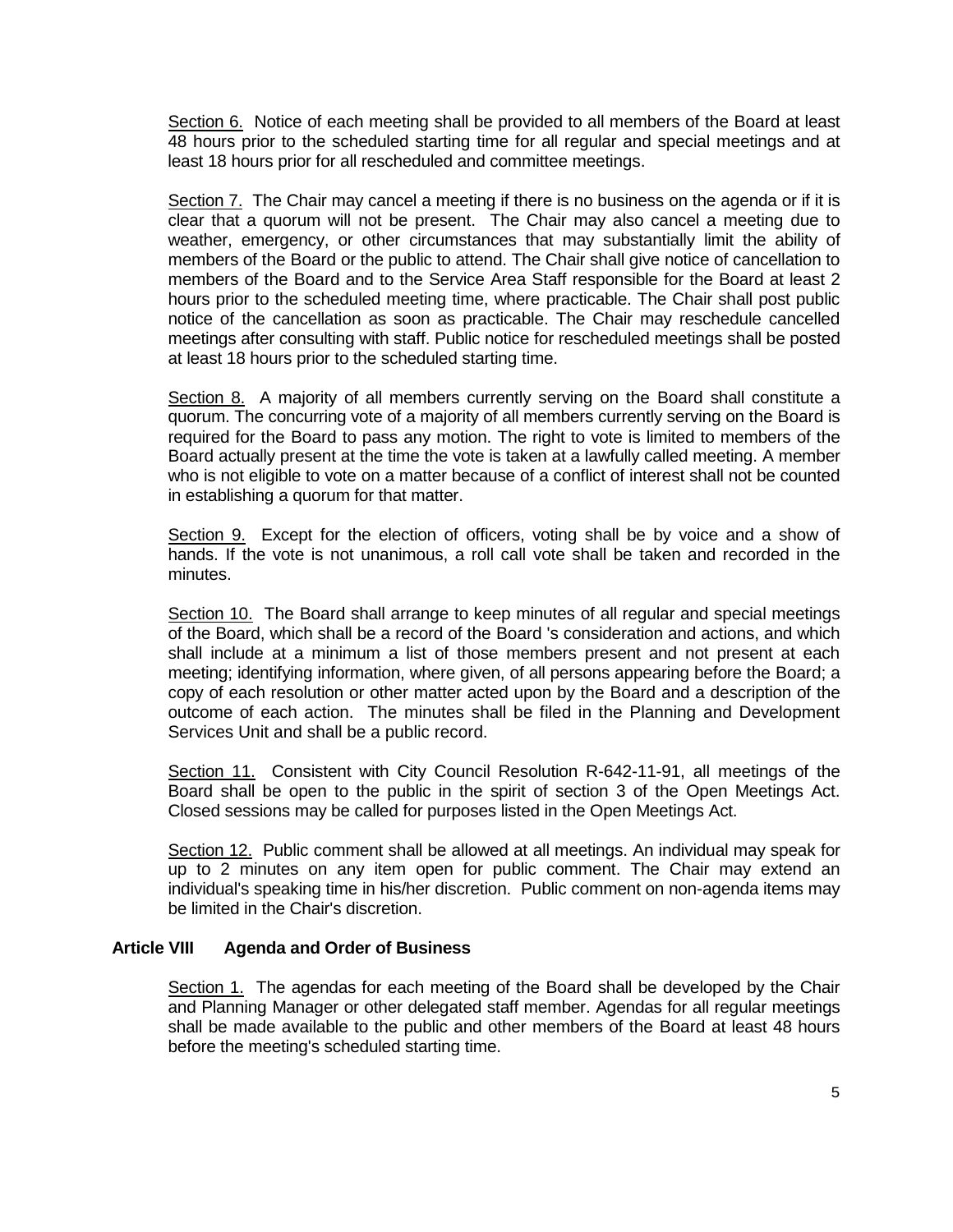Section 6. Notice of each meeting shall be provided to all members of the Board at least 48 hours prior to the scheduled starting time for all regular and special meetings and at least 18 hours prior for all rescheduled and committee meetings.

Section 7. The Chair may cancel a meeting if there is no business on the agenda or if it is clear that a quorum will not be present. The Chair may also cancel a meeting due to weather, emergency, or other circumstances that may substantially limit the ability of members of the Board or the public to attend. The Chair shall give notice of cancellation to members of the Board and to the Service Area Staff responsible for the Board at least 2 hours prior to the scheduled meeting time, where practicable. The Chair shall post public notice of the cancellation as soon as practicable. The Chair may reschedule cancelled meetings after consulting with staff. Public notice for rescheduled meetings shall be posted at least 18 hours prior to the scheduled starting time.

Section 8. A majority of all members currently serving on the Board shall constitute a quorum. The concurring vote of a majority of all members currently serving on the Board is required for the Board to pass any motion. The right to vote is limited to members of the Board actually present at the time the vote is taken at a lawfully called meeting. A member who is not eligible to vote on a matter because of a conflict of interest shall not be counted in establishing a quorum for that matter.

Section 9. Except for the election of officers, voting shall be by voice and a show of hands. If the vote is not unanimous, a roll call vote shall be taken and recorded in the minutes.

Section 10. The Board shall arrange to keep minutes of all regular and special meetings of the Board, which shall be a record of the Board 's consideration and actions, and which shall include at a minimum a list of those members present and not present at each meeting; identifying information, where given, of all persons appearing before the Board; a copy of each resolution or other matter acted upon by the Board and a description of the outcome of each action. The minutes shall be filed in the Planning and Development Services Unit and shall be a public record.

Section 11. Consistent with City Council Resolution R-642-11-91, all meetings of the Board shall be open to the public in the spirit of section 3 of the Open Meetings Act. Closed sessions may be called for purposes listed in the Open Meetings Act.

Section 12. Public comment shall be allowed at all meetings. An individual may speak for up to 2 minutes on any item open for public comment. The Chair may extend an individual's speaking time in his/her discretion. Public comment on non-agenda items may be limited in the Chair's discretion.

## Article VIII Agenda and Order of Business

Section 1. The agendas for each meeting of the Board shall be developed by the Chair and Planning Manager or other delegated staff member. Agendas for all regular meetings shall be made available to the public and other members of the Board at least 48 hours before the meeting's scheduled starting time.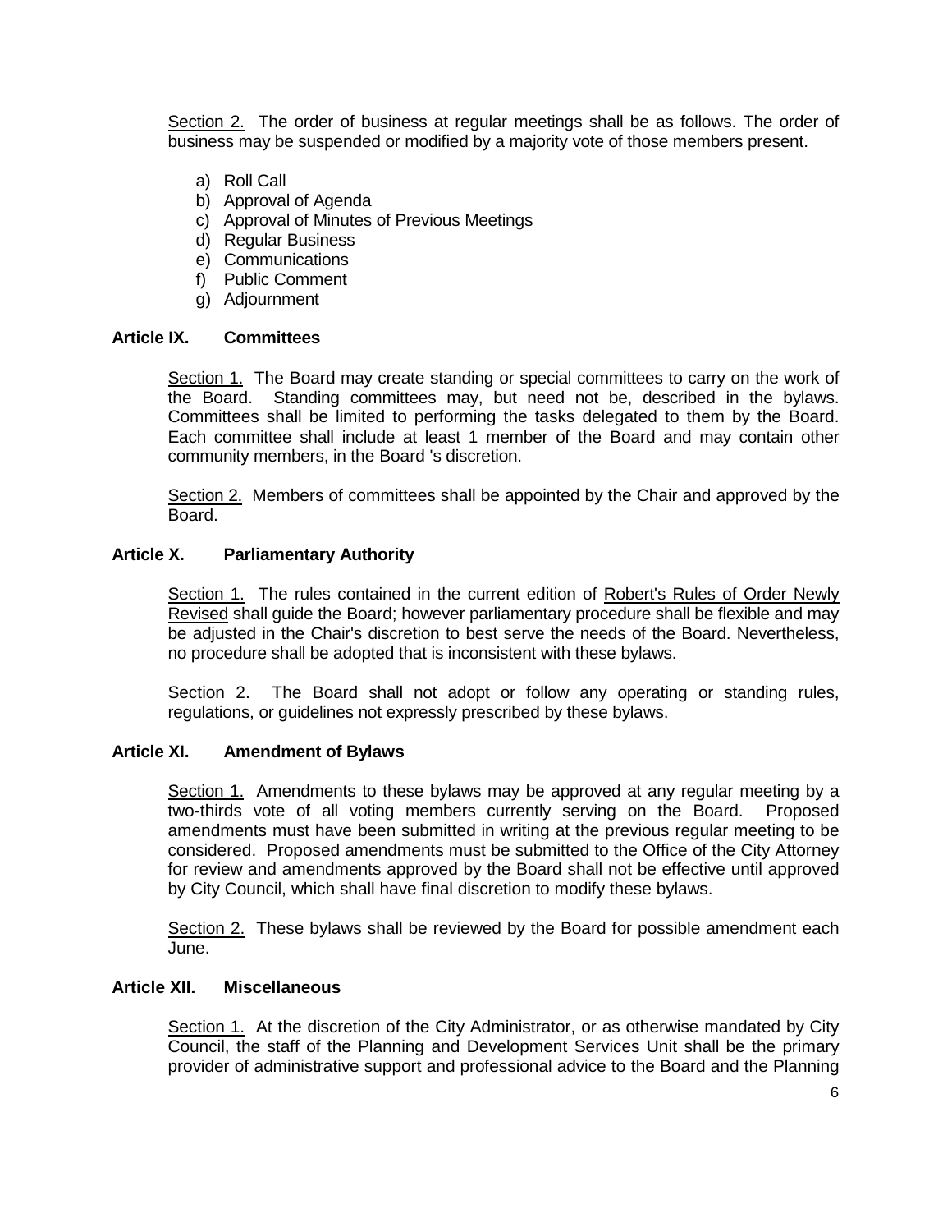Section 2. The order of business at regular meetings shall be as follows. The order of business may be suspended or modified by a majority vote of those members present.

a) Roll Call
b) Approval of Agenda
c) Approval of Minutes of Previous Meetings
d) Regular Business
e) Communications
f) Public Comment
g) Adjournment

## Article IX. Committees

Section 1. The Board may create standing or special committees to carry on the work of the Board. Standing committees may, but need not be, described in the bylaws. Committees shall be limited to performing the tasks delegated to them by the Board. Each committee shall include at least 1 member of the Board and may contain other community members, in the Board 's discretion.

Section 2. Members of committees shall be appointed by the Chair and approved by the Board.

## Article X. Parliamentary Authority

Section 1. The rules contained in the current edition of Robert's Rules of Order Newly Revised shall guide the Board; however parliamentary procedure shall be flexible and may be adjusted in the Chair's discretion to best serve the needs of the Board. Nevertheless, no procedure shall be adopted that is inconsistent with these bylaws.

Section 2. The Board shall not adopt or follow any operating or standing rules, regulations, or guidelines not expressly prescribed by these bylaws.

## Article XI. Amendment of Bylaws

Section 1. Amendments to these bylaws may be approved at any regular meeting by a two-thirds vote of all voting members currently serving on the Board. Proposed amendments must have been submitted in writing at the previous regular meeting to be considered. Proposed amendments must be submitted to the Office of the City Attorney for review and amendments approved by the Board shall not be effective until approved by City Council, which shall have final discretion to modify these bylaws.

Section 2. These bylaws shall be reviewed by the Board for possible amendment each June.

## Article XII. Miscellaneous

Section 1. At the discretion of the City Administrator, or as otherwise mandated by City Council, the staff of the Planning and Development Services Unit shall be the primary provider of administrative support and professional advice to the Board and the Planning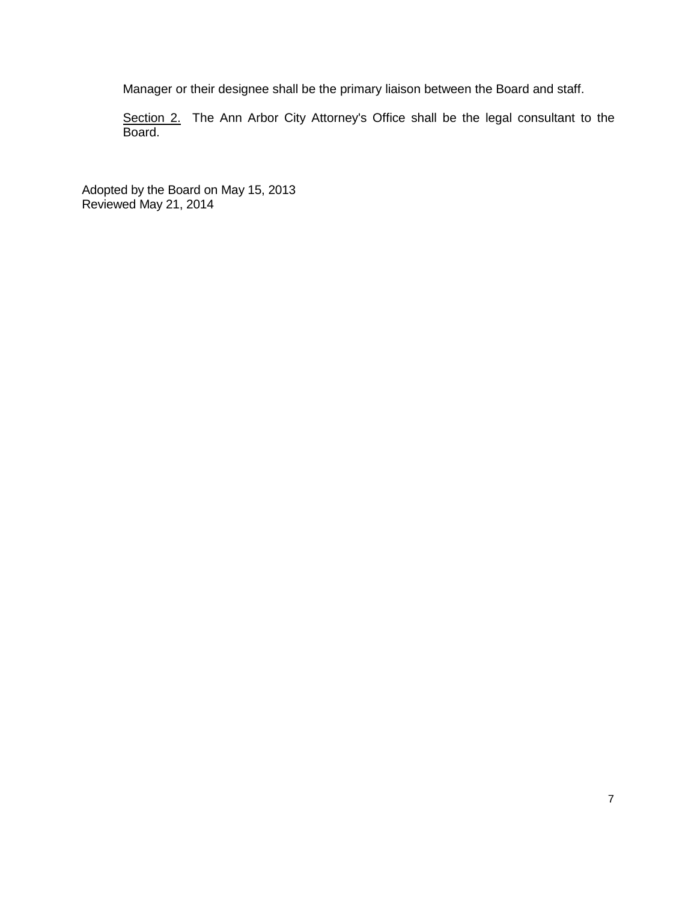Manager or their designee shall be the primary liaison between the Board and staff.

Section 2. The Ann Arbor City Attorney's Office shall be the legal consultant to the Board.

Adopted by the Board on May 15, 2013
Reviewed May 21, 2014